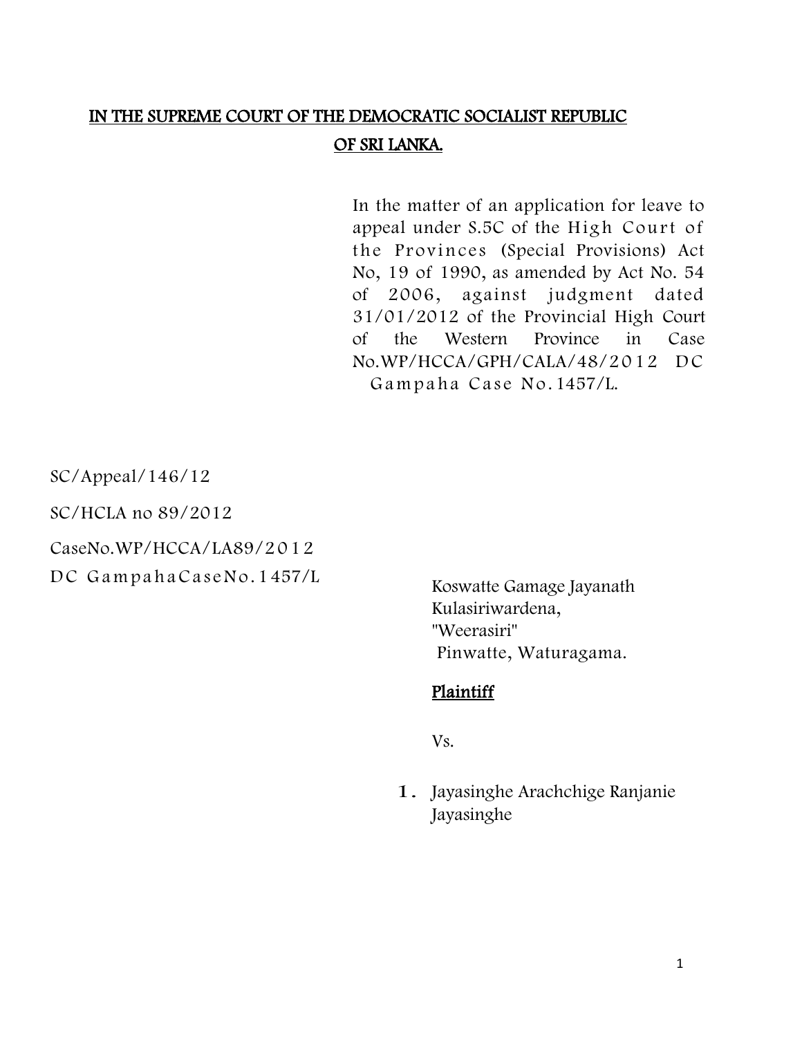# IN THE SUPREME COURT OF THE DEMOCRATIC SOCIALIST REPUBLIC OF SRI LANKA.

In the matter of an application for leave to appeal under S.5C of the High Court of the Provinces (Special Provisions) Act No, 19 of 1990, as amended by Act No. 54 of 2006, against judgment dated 31/01/2012 of the Provincial High Court of the Western Province in Case No.WP/HCCA/GPH/CALA/48/2012 DC Gampaha Case No.1457/L.

SC/Appeal/146/12

SC/HCLA no 89/2012

CaseNo.WP/HCCA/LA89/2012

DC GampahaCaseNo.1457/L

Koswatte Gamage Jayanath Kulasiriwardena,
"Weerasiri"
Pinwatte, Waturagama.

**Plaintiff**

Vs.

1. Jayasinghe Arachchige Ranjanie Jayasinghe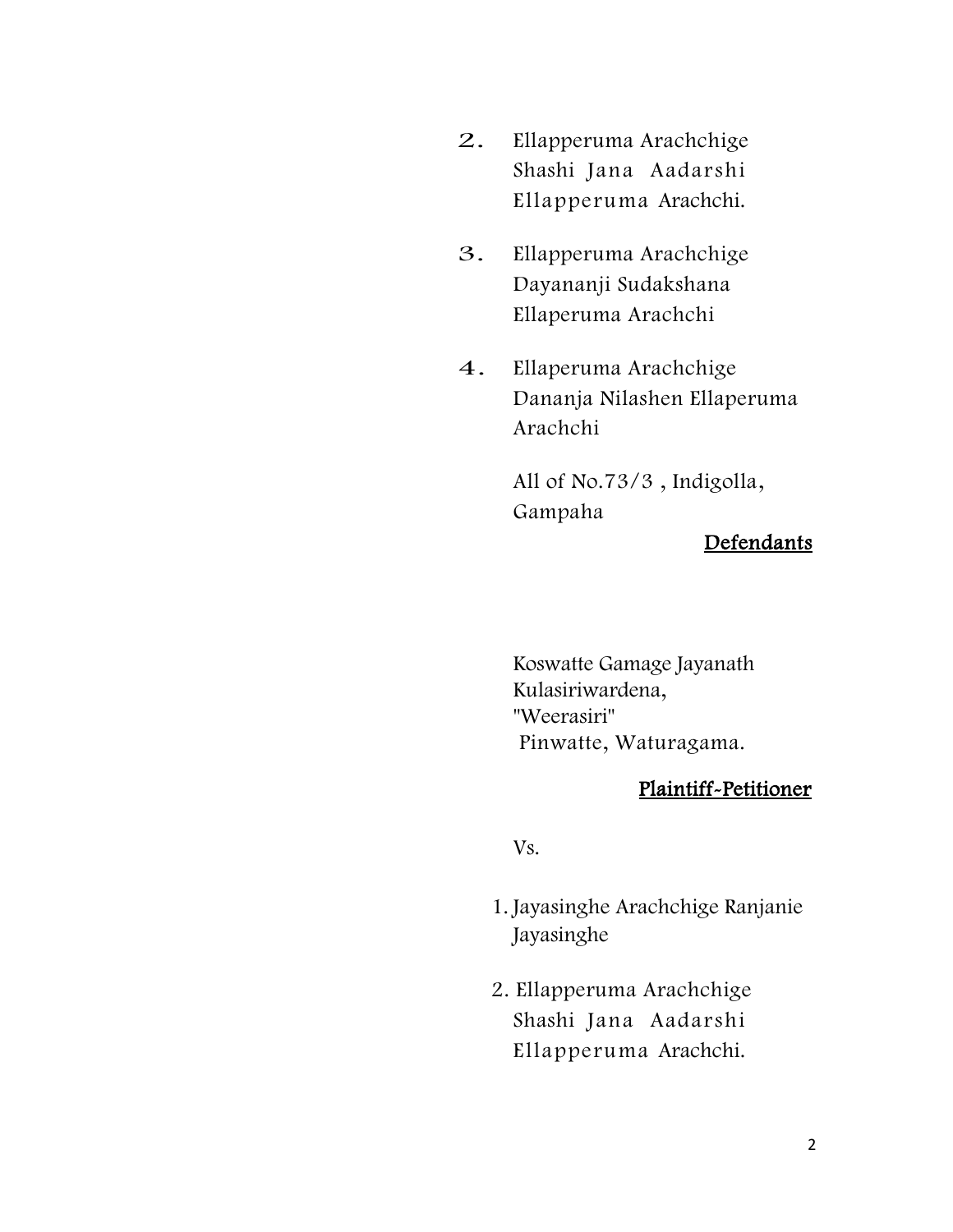2. Ellapperuma Arachchige
   Shashi Jana Aadarshi
   Ellapperuma Arachchi.

3. Ellapperuma Arachchige
   Dayananji Sudakshana
   Ellaperuma Arachchi

4. Ellaperuma Arachchige
   Dananja Nilashen Ellaperuma
   Arachchi

   All of No.73/3 , Indigolla,
   Gampaha

**Defendants**

Koswatte Gamage Jayanath
Kulasiriwardena,
"Weerasiri"
Pinwatte, Waturagama.

**Plaintiff-Petitioner**

Vs.

1. Jayasinghe Arachchige Ranjanie
   Jayasinghe

2. Ellapperuma Arachchige
   Shashi Jana Aadarshi
   Ellapperuma Arachchi.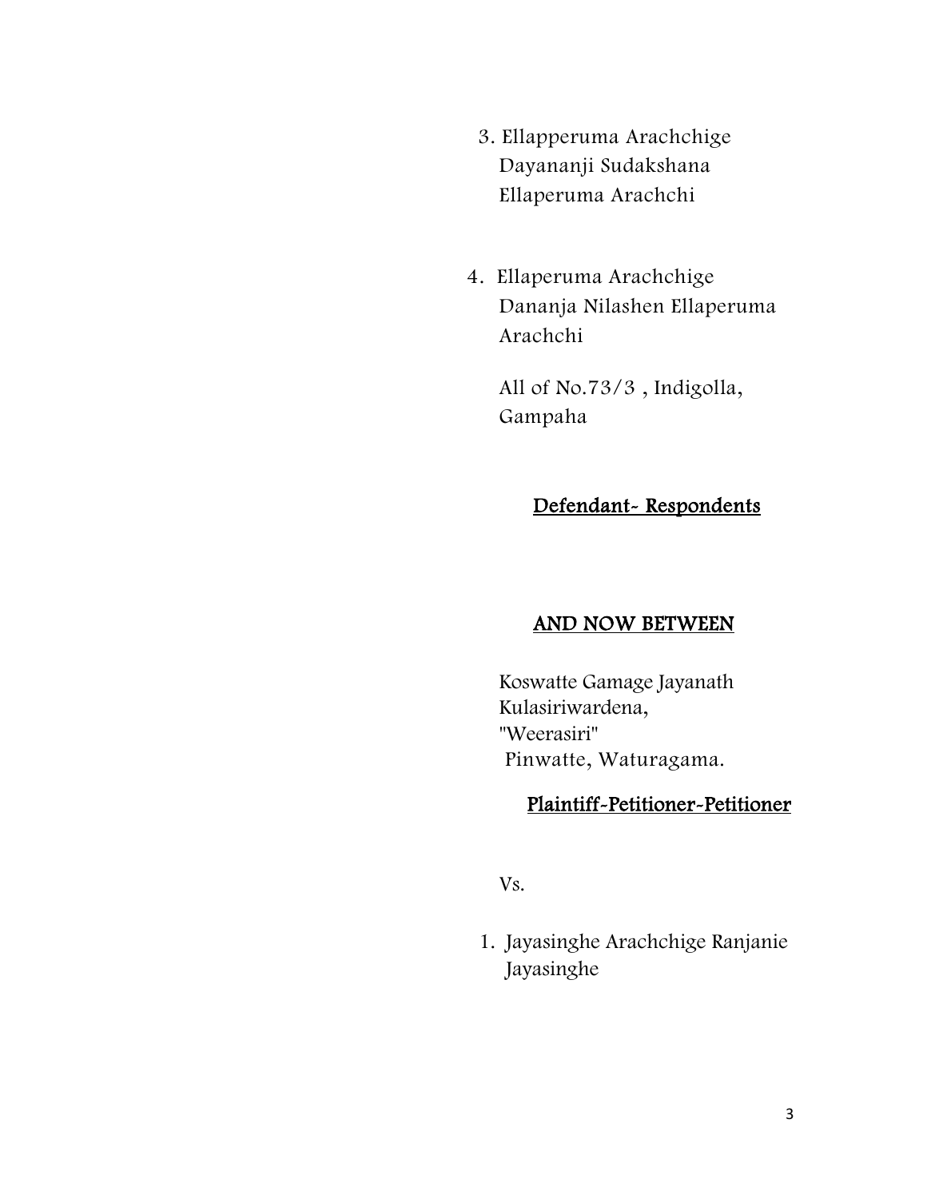3. Ellapperuma Arachchige
   Dayananji Sudakshana
   Ellaperuma Arachchi

4. Ellaperuma Arachchige
   Dananja Nilashen Ellaperuma
   Arachchi

All of No.73/3 , Indigolla,
Gampaha

**Defendant- Respondents**

**AND NOW BETWEEN**

Koswatte Gamage Jayanath
Kulasiriwardena,
"Weerasiri"
Pinwatte, Waturagama.

**Plaintiff-Petitioner-Petitioner**

Vs.

1. Jayasinghe Arachchige Ranjanie
   Jayasinghe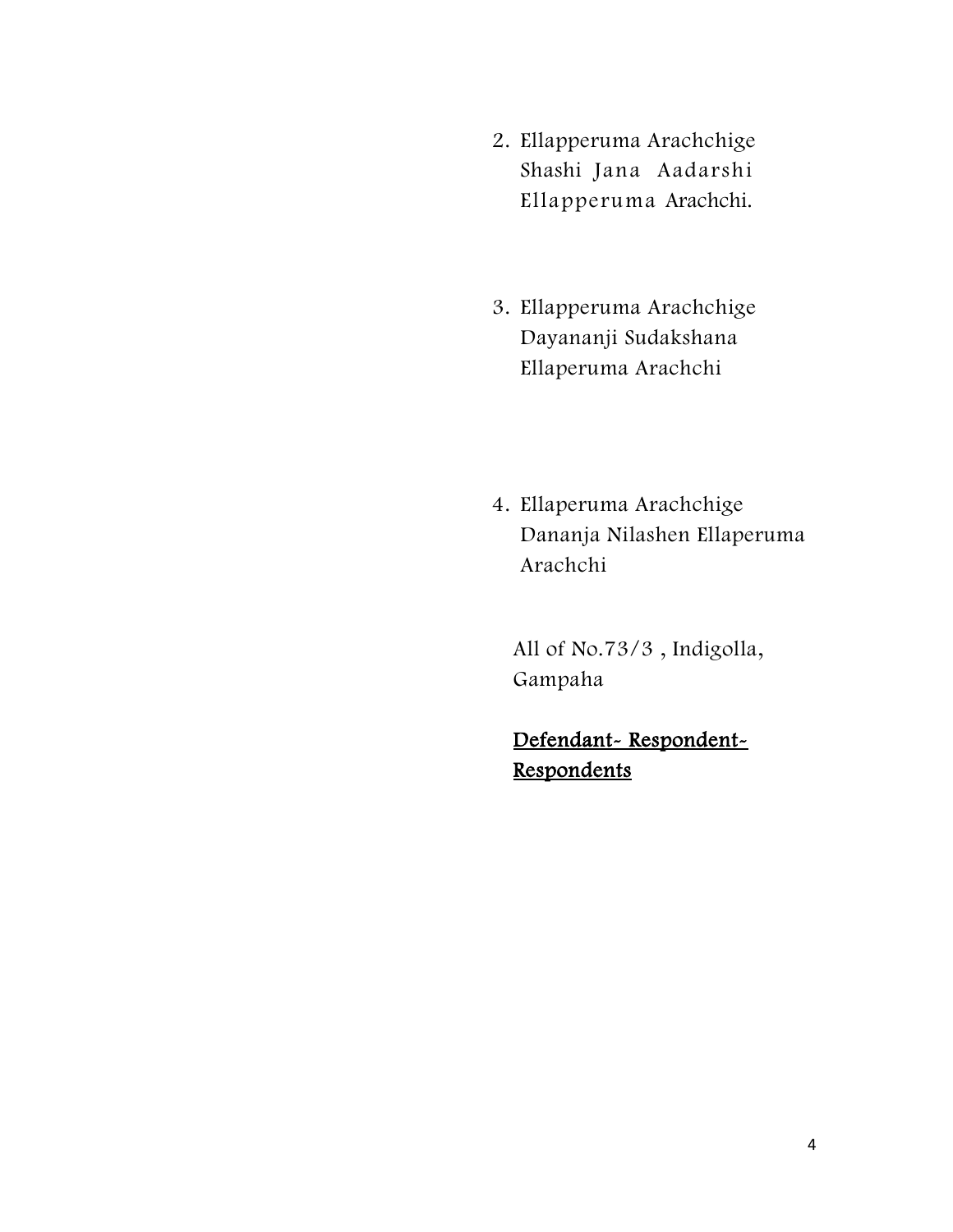2. Ellapperuma Arachchige Shashi Jana Aadarshi Ellapperuma Arachchi.

3. Ellapperuma Arachchige Dayananji Sudakshana Ellaperuma Arachchi

4. Ellaperuma Arachchige Dananja Nilashen Ellaperuma Arachchi

All of No.73/3 , Indigolla, Gampaha

<u>Defendant- Respondent- Respondents</u>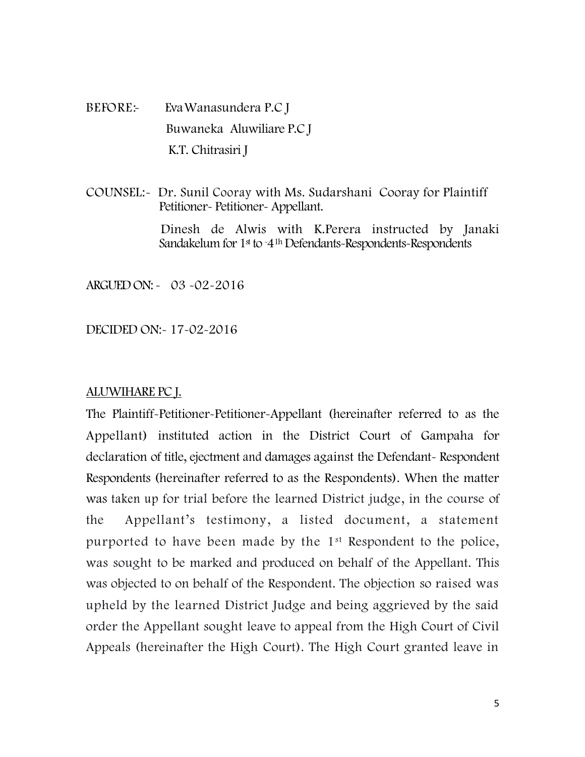BEFORE:- Eva Wanasundera P.C J

Buwaneka Aluwiliare P.C J

K.T. Chitrasiri J

COUNSEL:- Dr. Sunil Cooray with Ms. Sudarshani Cooray for Plaintiff Petitioner- Petitioner- Appellant.

Dinesh de Alwis with K.Perera instructed by Janaki Sandakelum for 1st to -4th Defendants-Respondents-Respondents

ARGUED ON: - 03 -02-2016

DECIDED ON:- 17-02-2016

ALUWIHARE PC J.

The Plaintiff-Petitioner-Petitioner-Appellant (hereinafter referred to as the Appellant) instituted action in the District Court of Gampaha for declaration of title, ejectment and damages against the Defendant- Respondent Respondents (hereinafter referred to as the Respondents). When the matter was taken up for trial before the learned District judge, in the course of the Appellant's testimony, a listed document, a statement purported to have been made by the 1st Respondent to the police, was sought to be marked and produced on behalf of the Appellant. This was objected to on behalf of the Respondent. The objection so raised was upheld by the learned District Judge and being aggrieved by the said order the Appellant sought leave to appeal from the High Court of Civil Appeals (hereinafter the High Court). The High Court granted leave in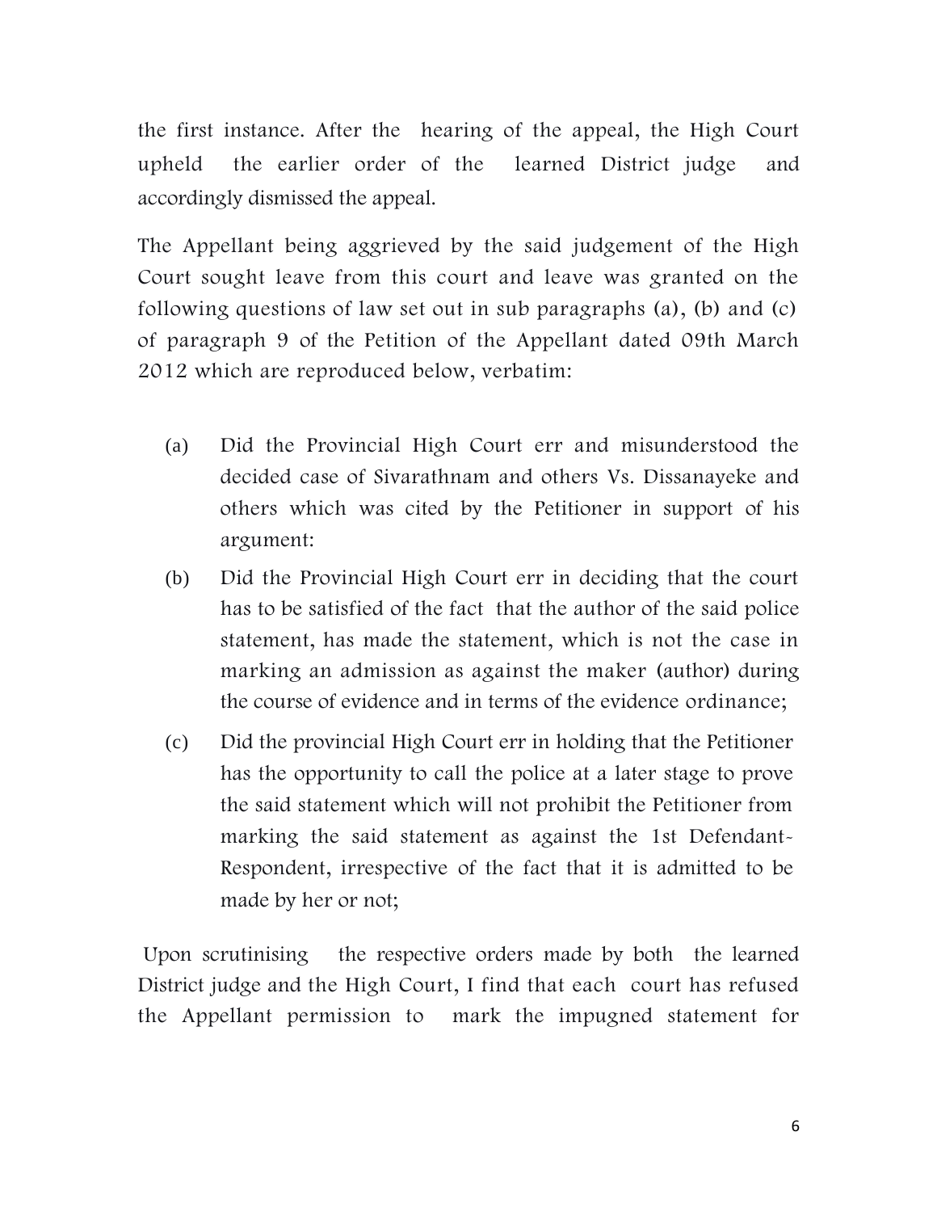the first instance. After the hearing of the appeal, the High Court upheld the earlier order of the learned District judge and accordingly dismissed the appeal.

The Appellant being aggrieved by the said judgement of the High Court sought leave from this court and leave was granted on the following questions of law set out in sub paragraphs (a), (b) and (c) of paragraph 9 of the Petition of the Appellant dated 09th March 2012 which are reproduced below, verbatim:

(a) Did the Provincial High Court err and misunderstood the decided case of Sivarathnam and others Vs. Dissanayeke and others which was cited by the Petitioner in support of his argument:

(b) Did the Provincial High Court err in deciding that the court has to be satisfied of the fact that the author of the said police statement, has made the statement, which is not the case in marking an admission as against the maker (author) during the course of evidence and in terms of the evidence ordinance;

(c) Did the provincial High Court err in holding that the Petitioner has the opportunity to call the police at a later stage to prove the said statement which will not prohibit the Petitioner from marking the said statement as against the 1st Defendant-Respondent, irrespective of the fact that it is admitted to be made by her or not;

Upon scrutinising the respective orders made by both the learned District judge and the High Court, I find that each court has refused the Appellant permission to mark the impugned statement for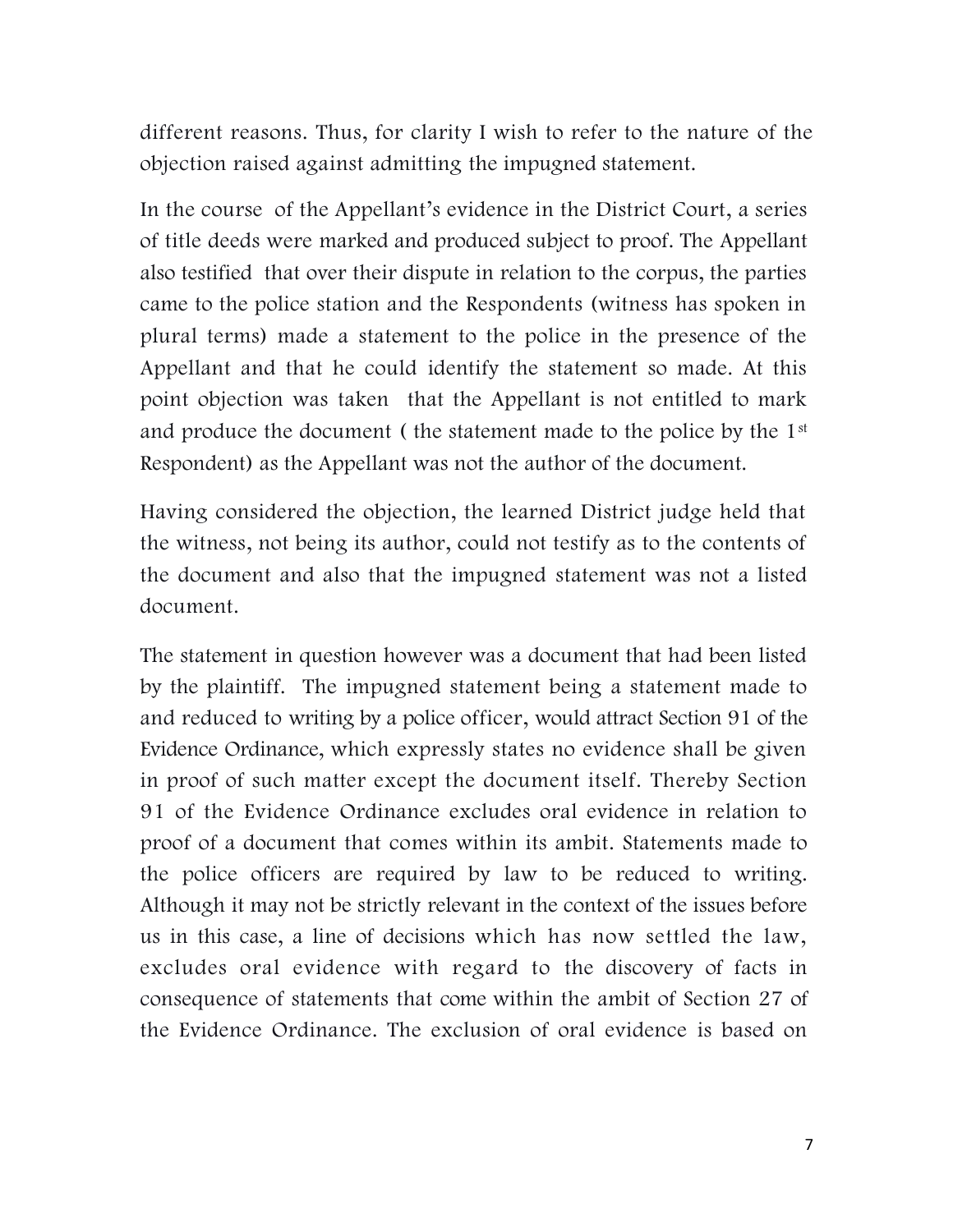different reasons. Thus, for clarity I wish to refer to the nature of the objection raised against admitting the impugned statement.

In the course of the Appellant's evidence in the District Court, a series of title deeds were marked and produced subject to proof. The Appellant also testified that over their dispute in relation to the corpus, the parties came to the police station and the Respondents (witness has spoken in plural terms) made a statement to the police in the presence of the Appellant and that he could identify the statement so made. At this point objection was taken that the Appellant is not entitled to mark and produce the document ( the statement made to the police by the 1st Respondent) as the Appellant was not the author of the document.

Having considered the objection, the learned District judge held that the witness, not being its author, could not testify as to the contents of the document and also that the impugned statement was not a listed document.

The statement in question however was a document that had been listed by the plaintiff. The impugned statement being a statement made to and reduced to writing by a police officer, would attract Section 91 of the Evidence Ordinance, which expressly states no evidence shall be given in proof of such matter except the document itself. Thereby Section 91 of the Evidence Ordinance excludes oral evidence in relation to proof of a document that comes within its ambit. Statements made to the police officers are required by law to be reduced to writing. Although it may not be strictly relevant in the context of the issues before us in this case, a line of decisions which has now settled the law, excludes oral evidence with regard to the discovery of facts in consequence of statements that come within the ambit of Section 27 of the Evidence Ordinance. The exclusion of oral evidence is based on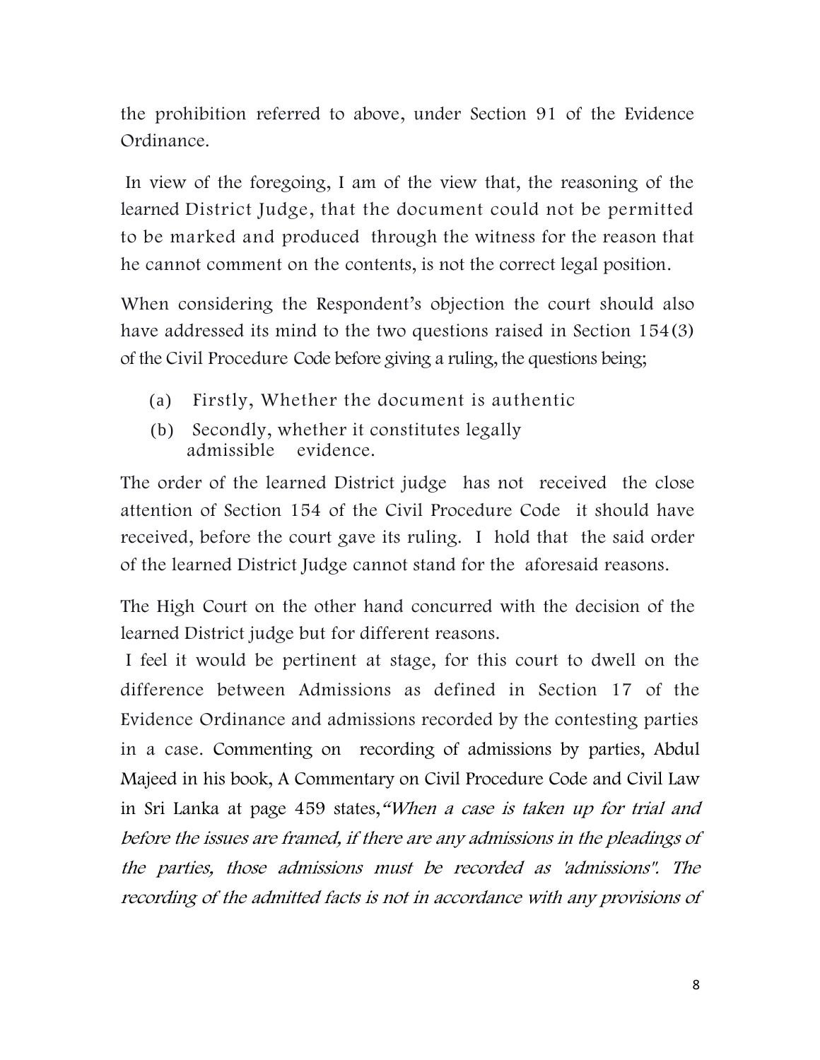the prohibition referred to above, under Section 91 of the Evidence Ordinance.

In view of the foregoing, I am of the view that, the reasoning of the learned District Judge, that the document could not be permitted to be marked and produced through the witness for the reason that he cannot comment on the contents, is not the correct legal position.

When considering the Respondent's objection the court should also have addressed its mind to the two questions raised in Section 154(3) of the Civil Procedure Code before giving a ruling, the questions being;

(a) Firstly, Whether the document is authentic

(b) Secondly, whether it constitutes legally admissible evidence.

The order of the learned District judge has not received the close attention of Section 154 of the Civil Procedure Code it should have received, before the court gave its ruling. I hold that the said order of the learned District Judge cannot stand for the aforesaid reasons.

The High Court on the other hand concurred with the decision of the learned District judge but for different reasons.

I feel it would be pertinent at stage, for this court to dwell on the difference between Admissions as defined in Section 17 of the Evidence Ordinance and admissions recorded by the contesting parties in a case. Commenting on recording of admissions by parties, Abdul Majeed in his book, A Commentary on Civil Procedure Code and Civil Law in Sri Lanka at page 459 states,*"When a case is taken up for trial and before the issues are framed, if there are any admissions in the pleadings of the parties, those admissions must be recorded as 'admissions". The recording of the admitted facts is not in accordance with any provisions of*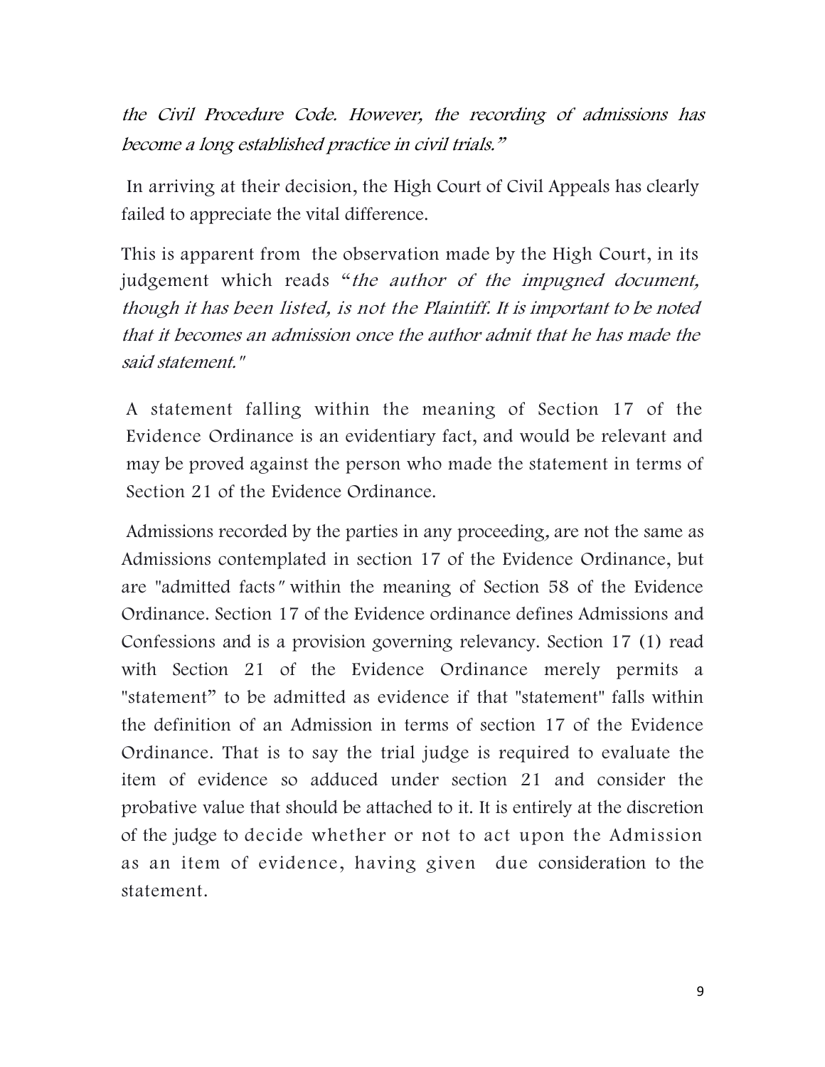*the Civil Procedure Code. However, the recording of admissions has become a long established practice in civil trials."*

In arriving at their decision, the High Court of Civil Appeals has clearly failed to appreciate the vital difference.

This is apparent from the observation made by the High Court, in its judgement which reads "*the author of the impugned document, though it has been listed, is not the Plaintiff. It is important to be noted that it becomes an admission once the author admit that he has made the said statement."*

A statement falling within the meaning of Section 17 of the Evidence Ordinance is an evidentiary fact, and would be relevant and may be proved against the person who made the statement in terms of Section 21 of the Evidence Ordinance.

Admissions recorded by the parties in any proceeding, are not the same as Admissions contemplated in section 17 of the Evidence Ordinance, but are "admitted facts" within the meaning of Section 58 of the Evidence Ordinance. Section 17 of the Evidence ordinance defines Admissions and Confessions and is a provision governing relevancy. Section 17 (1) read with Section 21 of the Evidence Ordinance merely permits a "statement" to be admitted as evidence if that "statement" falls within the definition of an Admission in terms of section 17 of the Evidence Ordinance. That is to say the trial judge is required to evaluate the item of evidence so adduced under section 21 and consider the probative value that should be attached to it. It is entirely at the discretion of the judge to decide whether or not to act upon the Admission as an item of evidence, having given due consideration to the statement.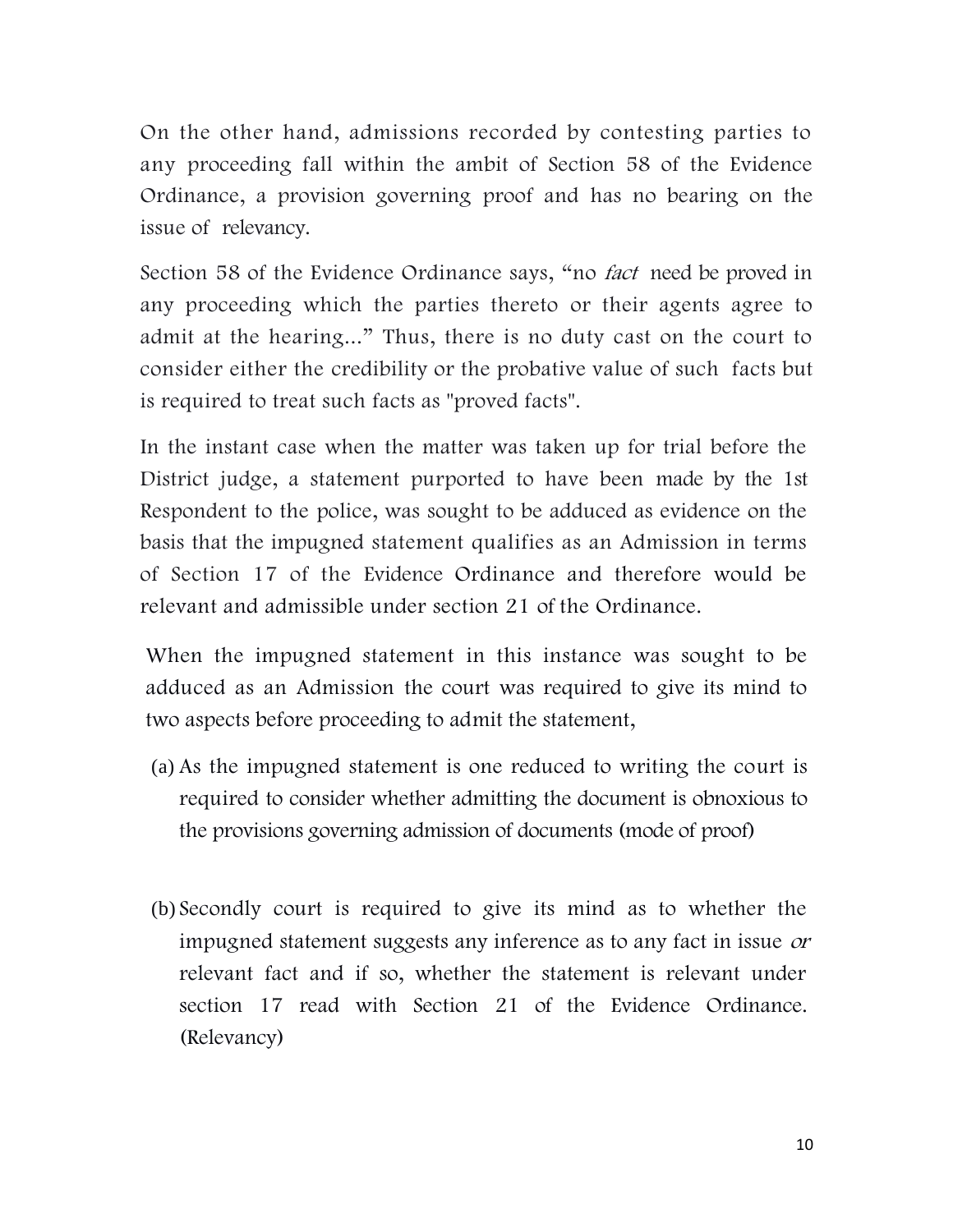On the other hand, admissions recorded by contesting parties to any proceeding fall within the ambit of Section 58 of the Evidence Ordinance, a provision governing proof and has no bearing on the issue of relevancy.

Section 58 of the Evidence Ordinance says, "no *fact* need be proved in any proceeding which the parties thereto or their agents agree to admit at the hearing..." Thus, there is no duty cast on the court to consider either the credibility or the probative value of such facts but is required to treat such facts as "proved facts".

In the instant case when the matter was taken up for trial before the District judge, a statement purported to have been made by the 1st Respondent to the police, was sought to be adduced as evidence on the basis that the impugned statement qualifies as an Admission in terms of Section 17 of the Evidence Ordinance and therefore would be relevant and admissible under section 21 of the Ordinance.

When the impugned statement in this instance was sought to be adduced as an Admission the court was required to give its mind to two aspects before proceeding to admit the statement,

(a) As the impugned statement is one reduced to writing the court is required to consider whether admitting the document is obnoxious to the provisions governing admission of documents (mode of proof)

(b) Secondly court is required to give its mind as to whether the impugned statement suggests any inference as to any fact in issue *or* relevant fact and if so, whether the statement is relevant under section 17 read with Section 21 of the Evidence Ordinance. (Relevancy)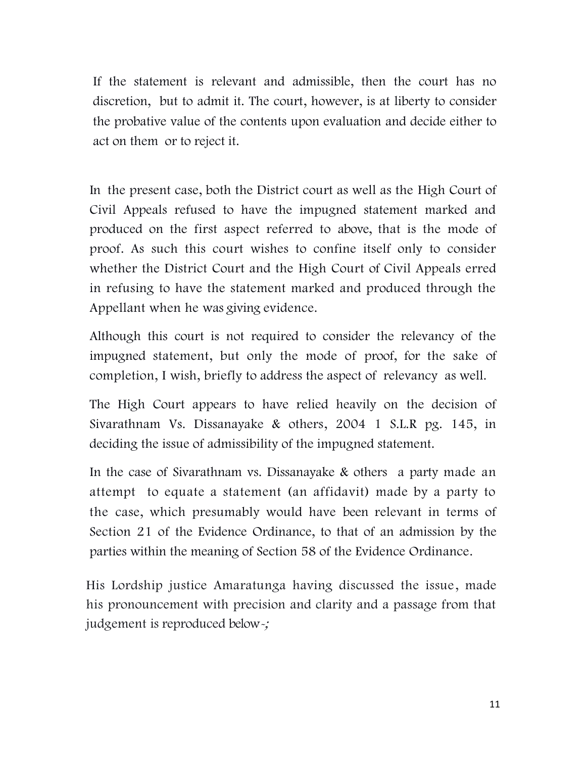If the statement is relevant and admissible, then the court has no discretion, but to admit it. The court, however, is at liberty to consider the probative value of the contents upon evaluation and decide either to act on them or to reject it.

In the present case, both the District court as well as the High Court of Civil Appeals refused to have the impugned statement marked and produced on the first aspect referred to above, that is the mode of proof. As such this court wishes to confine itself only to consider whether the District Court and the High Court of Civil Appeals erred in refusing to have the statement marked and produced through the Appellant when he was giving evidence.

Although this court is not required to consider the relevancy of the impugned statement, but only the mode of proof, for the sake of completion, I wish, briefly to address the aspect of relevancy as well.

The High Court appears to have relied heavily on the decision of Sivarathnam Vs. Dissanayake & others, 2004 1 S.L.R pg. 145, in deciding the issue of admissibility of the impugned statement.

In the case of Sivarathnam vs. Dissanayake & others a party made an attempt to equate a statement (an affidavit) made by a party to the case, which presumably would have been relevant in terms of Section 21 of the Evidence Ordinance, to that of an admission by the parties within the meaning of Section 58 of the Evidence Ordinance.

His Lordship justice Amaratunga having discussed the issue, made his pronouncement with precision and clarity and a passage from that judgement is reproduced below-;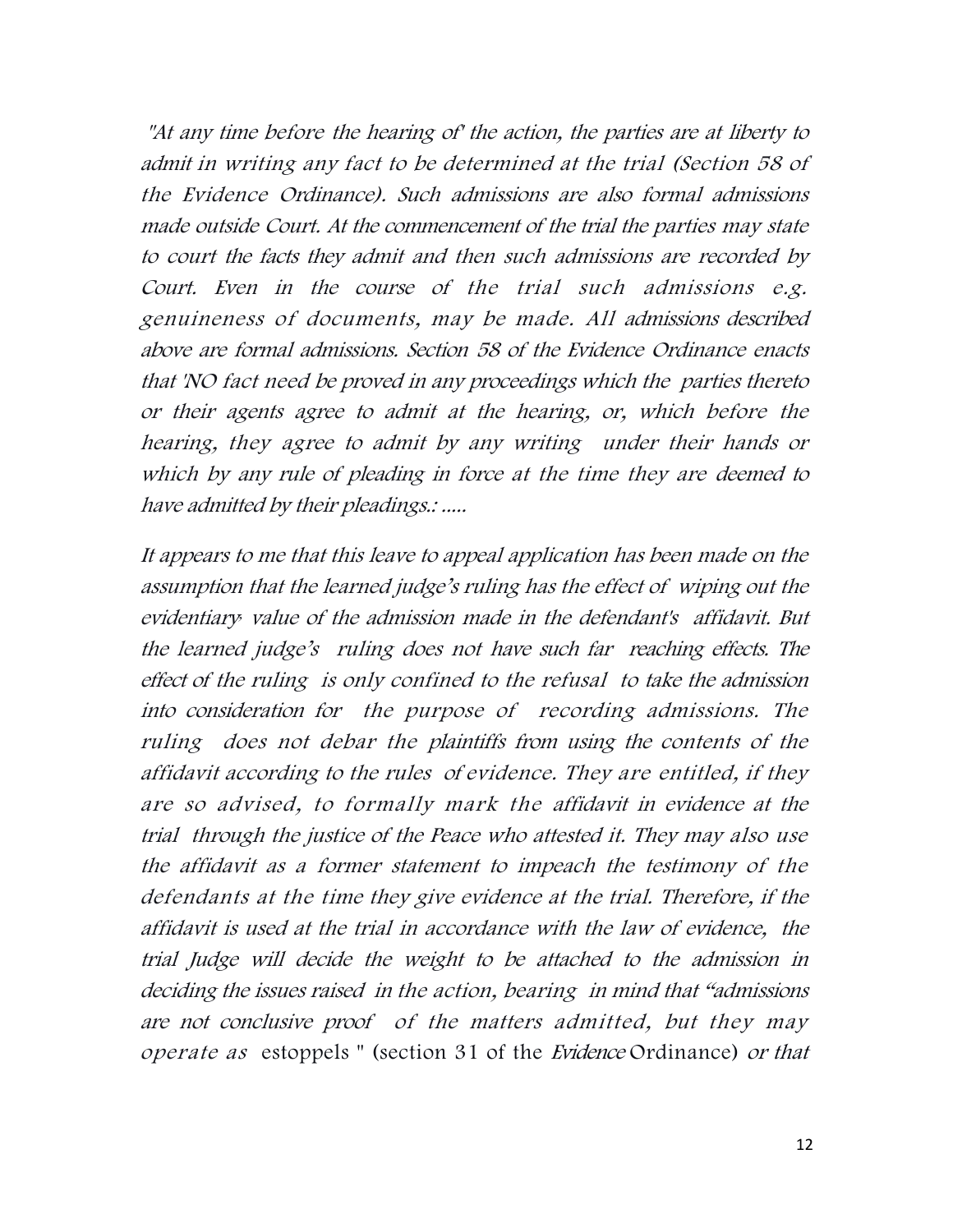*"At any time before the hearing of" the action, the parties are at liberty to admit in writing any fact to be determined at the trial (Section 58 of the Evidence Ordinance). Such admissions are also formal admissions made outside Court. At the commencement of the trial the parties may state to court the facts they admit and then such admissions are recorded by Court. Even in the course of the trial such admissions e.g. genuineness of documents, may be made. All admissions described above are formal admissions. Section 58 of the Evidence Ordinance enacts that 'NO fact need be proved in any proceedings which the parties thereto or their agents agree to admit at the hearing, or, which before the hearing, they agree to admit by any writing under their hands or which by any rule of pleading in force at the time they are deemed to have admitted by their pleadings.: .....*

*It appears to me that this leave to appeal application has been made on the assumption that the learned judge's ruling has the effect of wiping out the evidentiary value of the admission made in the defendant's affidavit. But the learned judge's ruling does not have such far reaching effects. The effect of the ruling is only confined to the refusal to take the admission into consideration for the purpose of recording admissions. The ruling does not debar the plaintiffs from using the contents of the affidavit according to the rules of evidence. They are entitled, if they are so advised, to formally mark the affidavit in evidence at the trial through the justice of the Peace who attested it. They may also use the affidavit as a former statement to impeach the testimony of the defendants at the time they give evidence at the trial. Therefore, if the affidavit is used at the trial in accordance with the law of evidence, the trial Judge will decide the weight to be attached to the admission in deciding the issues raised in the action, bearing in mind that "admissions are not conclusive proof of the matters admitted, but they may operate as* estoppels " (section 31 of the *Evidence* Ordinance) *or that*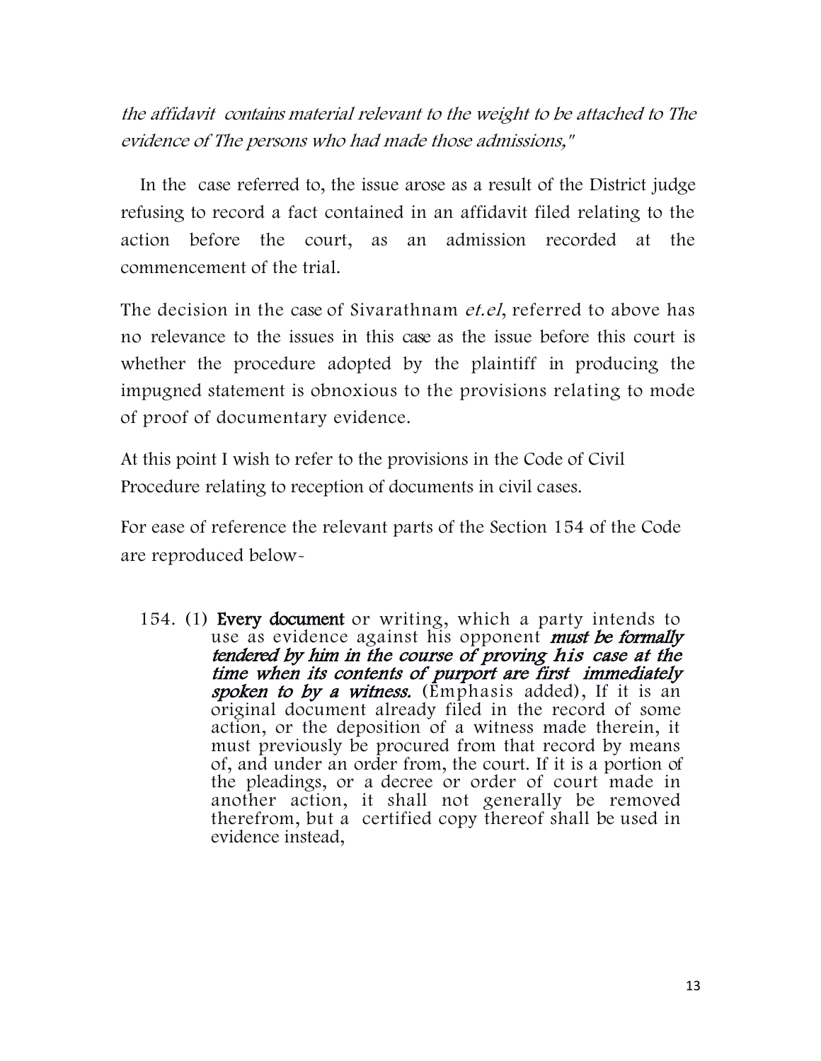*the affidavit contains material relevant to the weight to be attached to The evidence of The persons who had made those admissions,"*

In the case referred to, the issue arose as a result of the District judge refusing to record a fact contained in an affidavit filed relating to the action before the court, as an admission recorded at the commencement of the trial.

The decision in the case of Sivarathnam *et.el*, referred to above has no relevance to the issues in this case as the issue before this court is whether the procedure adopted by the plaintiff in producing the impugned statement is obnoxious to the provisions relating to mode of proof of documentary evidence.

At this point I wish to refer to the provisions in the Code of Civil Procedure relating to reception of documents in civil cases.

For ease of reference the relevant parts of the Section 154 of the Code are reproduced below-

> 154. (1) **Every document** or writing, which a party intends to use as evidence against his opponent ***must be formally tendered by him in the course of proving his case at the time when its contents of purport are first immediately spoken to by a witness.*** (Emphasis added), If it is an original document already filed in the record of some action, or the deposition of a witness made therein, it must previously be procured from that record by means of, and under an order from, the court. If it is a portion of the pleadings, or a decree or order of court made in another action, it shall not generally be removed therefrom, but a certified copy thereof shall be used in evidence instead,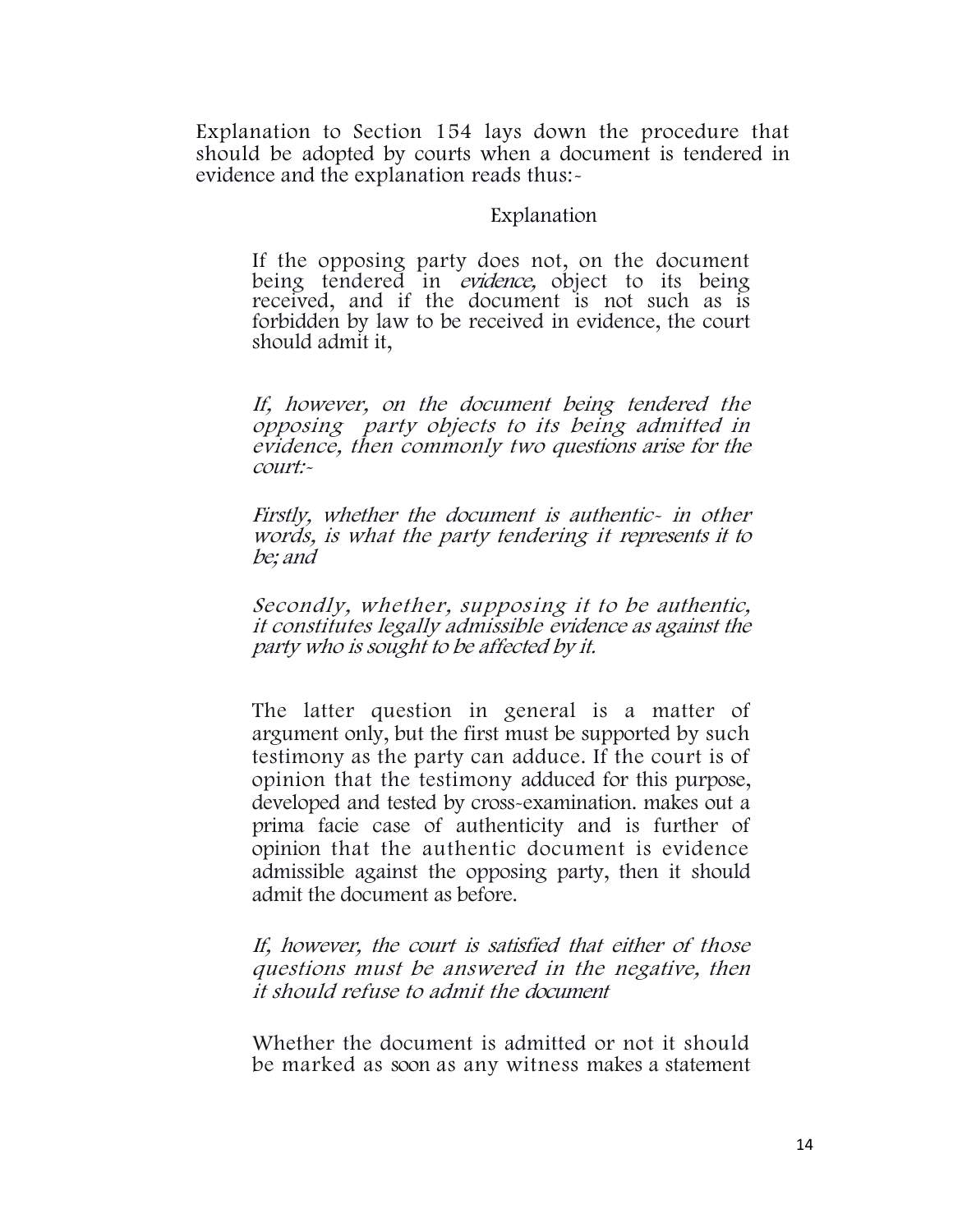Explanation to Section 154 lays down the procedure that should be adopted by courts when a document is tendered in evidence and the explanation reads thus:-

Explanation

> If the opposing party does not, on the document being tendered in *evidence*, object to its being received, and if the document is not such as is forbidden by law to be received in evidence, the court should admit it,
>
> *If, however, on the document being tendered the opposing party objects to its being admitted in evidence, then commonly two questions arise for the court:-*
>
> *Firstly, whether the document is authentic- in other words, is what the party tendering it represents it to be; and*
>
> *Secondly, whether, supposing it to be authentic, it constitutes legally admissible evidence as against the party who is sought to be affected by it.*
>
> The latter question in general is a matter of argument only, but the first must be supported by such testimony as the party can adduce. If the court is of opinion that the testimony adduced for this purpose, developed and tested by cross-examination. makes out a prima facie case of authenticity and is further of opinion that the authentic document is evidence admissible against the opposing party, then it should admit the document as before.
>
> *If, however, the court is satisfied that either of those questions must be answered in the negative, then it should refuse to admit the document*
>
> Whether the document is admitted or not it should be marked as soon as any witness makes a statement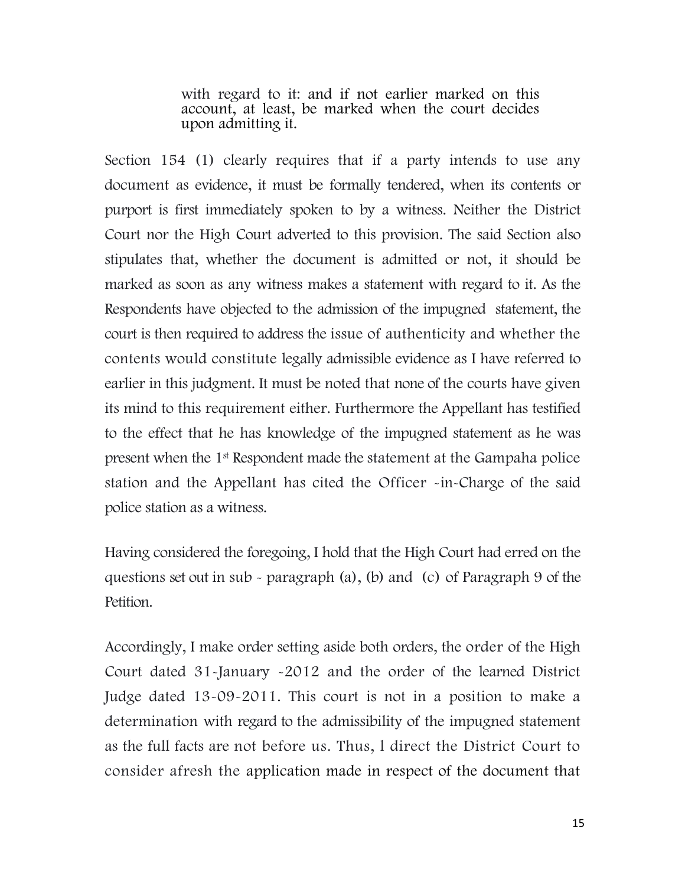> with regard to it: and if not earlier marked on this account, at least, be marked when the court decides upon admitting it.

Section 154 (1) clearly requires that if a party intends to use any document as evidence, it must be formally tendered, when its contents or purport is first immediately spoken to by a witness. Neither the District Court nor the High Court adverted to this provision. The said Section also stipulates that, whether the document is admitted or not, it should be marked as soon as any witness makes a statement with regard to it. As the Respondents have objected to the admission of the impugned statement, the court is then required to address the issue of authenticity and whether the contents would constitute legally admissible evidence as I have referred to earlier in this judgment. It must be noted that none of the courts have given its mind to this requirement either. Furthermore the Appellant has testified to the effect that he has knowledge of the impugned statement as he was present when the 1st Respondent made the statement at the Gampaha police station and the Appellant has cited the Officer -in-Charge of the said police station as a witness.

Having considered the foregoing, I hold that the High Court had erred on the questions set out in sub - paragraph (a), (b) and (c) of Paragraph 9 of the Petition.

Accordingly, I make order setting aside both orders, the order of the High Court dated 31-January -2012 and the order of the learned District Judge dated 13-09-2011. This court is not in a position to make a determination with regard to the admissibility of the impugned statement as the full facts are not before us. Thus, I direct the District Court to consider afresh the application made in respect of the document that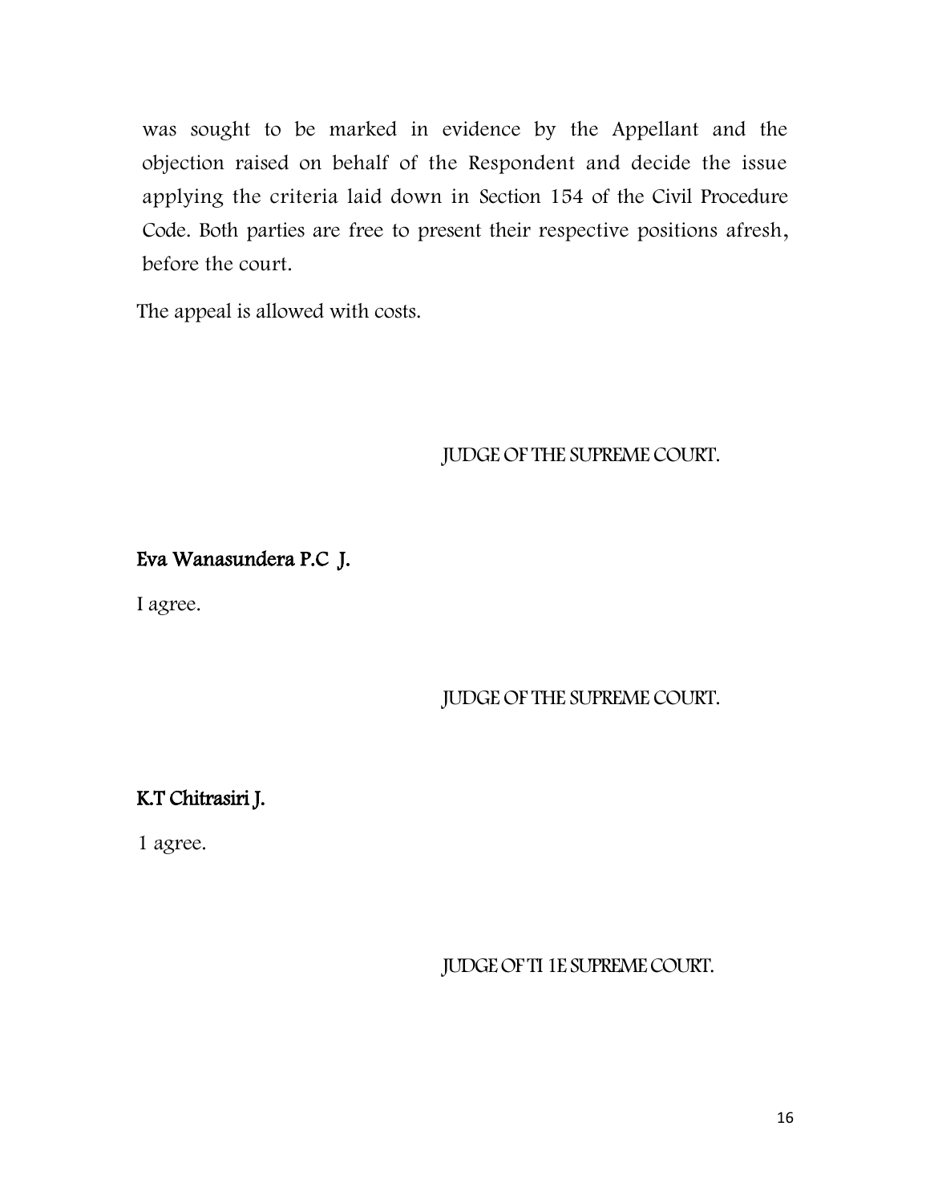was sought to be marked in evidence by the Appellant and the objection raised on behalf of the Respondent and decide the issue applying the criteria laid down in Section 154 of the Civil Procedure Code. Both parties are free to present their respective positions afresh, before the court.

The appeal is allowed with costs.

JUDGE OF THE SUPREME COURT.

**Eva Wanasundera P.C J.**

I agree.

JUDGE OF THE SUPREME COURT.

**K.T Chitrasiri J.**

1 agree.

JUDGE OF TI 1E SUPREME COURT.